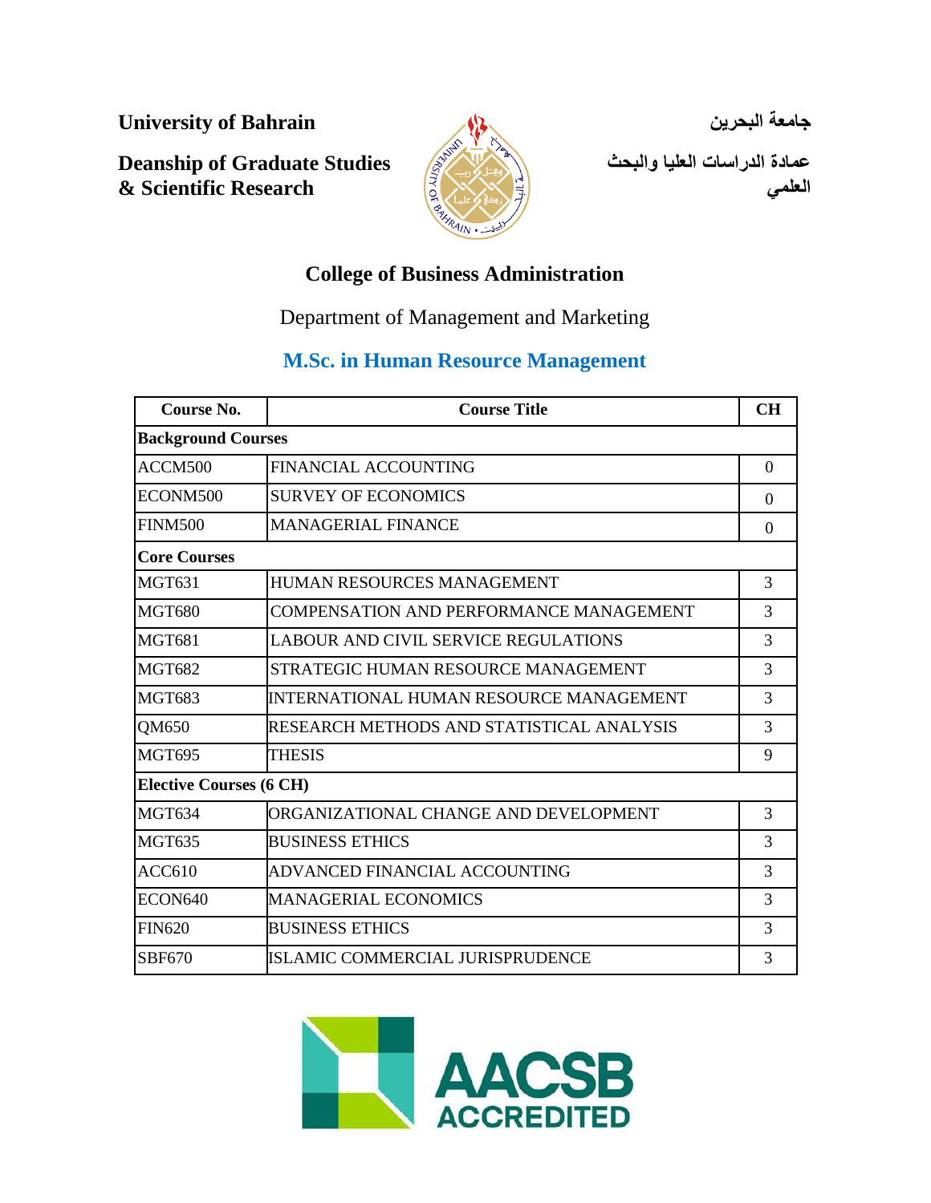**University of Bahrain**

**Deanship of Graduate Studies & Scientific Research**

**جامعة البحرين**

**عمادة الدراسات العليا والبحث العلمي**

## College of Business Administration

Department of Management and Marketing

## M.Sc. in Human Resource Management

| Course No. | Course Title | CH |
|---|---|---|
| **Background Courses** | | |
| ACCM500 | FINANCIAL ACCOUNTING | 0 |
| ECONM500 | SURVEY OF ECONOMICS | 0 |
| FINM500 | MANAGERIAL FINANCE | 0 |
| **Core Courses** | | |
| MGT631 | HUMAN RESOURCES MANAGEMENT | 3 |
| MGT680 | COMPENSATION AND PERFORMANCE MANAGEMENT | 3 |
| MGT681 | LABOUR AND CIVIL SERVICE REGULATIONS | 3 |
| MGT682 | STRATEGIC HUMAN RESOURCE MANAGEMENT | 3 |
| MGT683 | INTERNATIONAL HUMAN RESOURCE MANAGEMENT | 3 |
| QM650 | RESEARCH METHODS AND STATISTICAL ANALYSIS | 3 |
| MGT695 | THESIS | 9 |
| **Elective Courses (6 CH)** | | |
| MGT634 | ORGANIZATIONAL CHANGE AND DEVELOPMENT | 3 |
| MGT635 | BUSINESS ETHICS | 3 |
| ACC610 | ADVANCED FINANCIAL ACCOUNTING | 3 |
| ECON640 | MANAGERIAL ECONOMICS | 3 |
| FIN620 | BUSINESS ETHICS | 3 |
| SBF670 | ISLAMIC COMMERCIAL JURISPRUDENCE | 3 |

AACSB ACCREDITED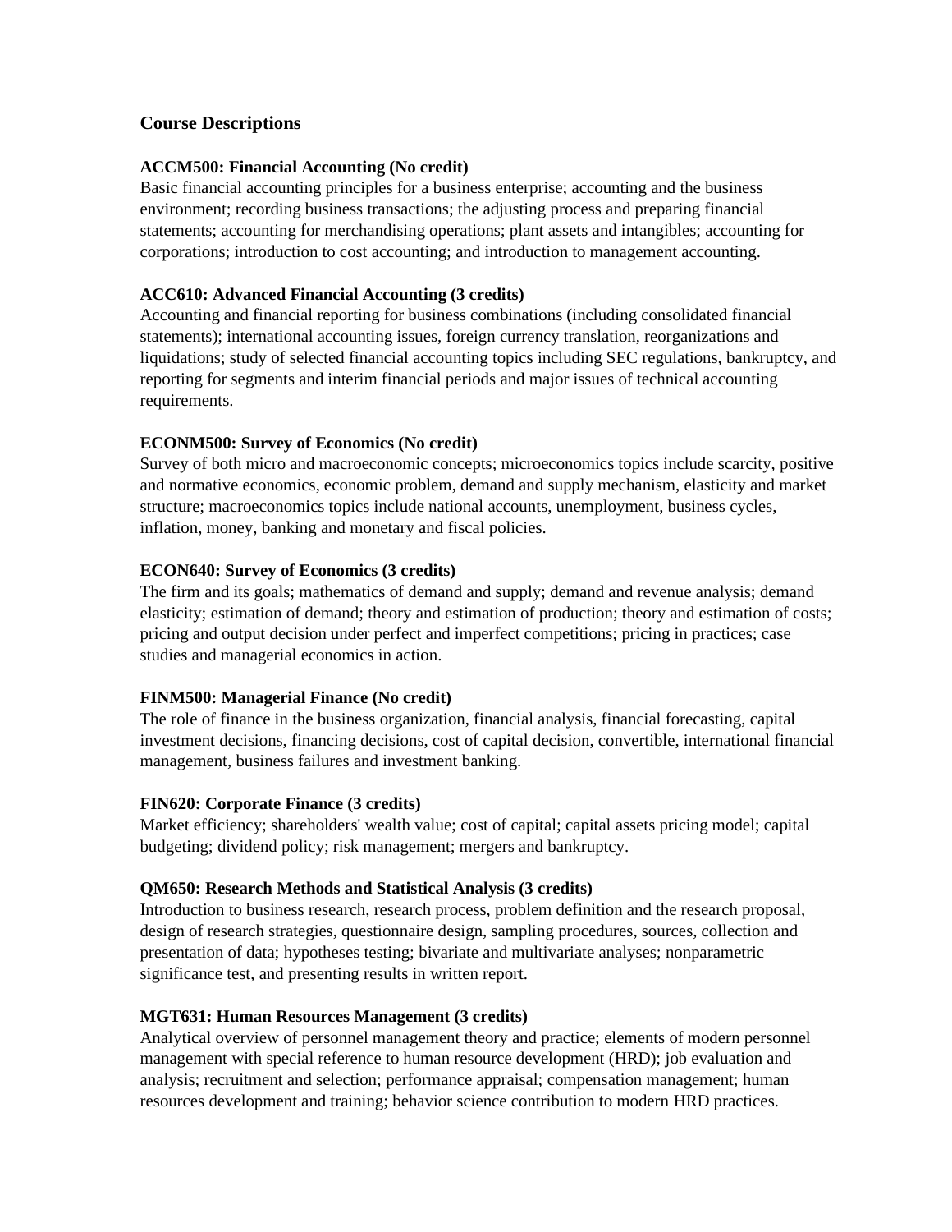## Course Descriptions

**ACCM500: Financial Accounting (No credit)**
Basic financial accounting principles for a business enterprise; accounting and the business environment; recording business transactions; the adjusting process and preparing financial statements; accounting for merchandising operations; plant assets and intangibles; accounting for corporations; introduction to cost accounting; and introduction to management accounting.

**ACC610: Advanced Financial Accounting (3 credits)**
Accounting and financial reporting for business combinations (including consolidated financial statements); international accounting issues, foreign currency translation, reorganizations and liquidations; study of selected financial accounting topics including SEC regulations, bankruptcy, and reporting for segments and interim financial periods and major issues of technical accounting requirements.

**ECONM500: Survey of Economics (No credit)**
Survey of both micro and macroeconomic concepts; microeconomics topics include scarcity, positive and normative economics, economic problem, demand and supply mechanism, elasticity and market structure; macroeconomics topics include national accounts, unemployment, business cycles, inflation, money, banking and monetary and fiscal policies.

**ECON640: Survey of Economics (3 credits)**
The firm and its goals; mathematics of demand and supply; demand and revenue analysis; demand elasticity; estimation of demand; theory and estimation of production; theory and estimation of costs; pricing and output decision under perfect and imperfect competitions; pricing in practices; case studies and managerial economics in action.

**FINM500: Managerial Finance (No credit)**
The role of finance in the business organization, financial analysis, financial forecasting, capital investment decisions, financing decisions, cost of capital decision, convertible, international financial management, business failures and investment banking.

**FIN620: Corporate Finance (3 credits)**
Market efficiency; shareholders' wealth value; cost of capital; capital assets pricing model; capital budgeting; dividend policy; risk management; mergers and bankruptcy.

**QM650: Research Methods and Statistical Analysis (3 credits)**
Introduction to business research, research process, problem definition and the research proposal, design of research strategies, questionnaire design, sampling procedures, sources, collection and presentation of data; hypotheses testing; bivariate and multivariate analyses; nonparametric significance test, and presenting results in written report.

**MGT631: Human Resources Management (3 credits)**
Analytical overview of personnel management theory and practice; elements of modern personnel management with special reference to human resource development (HRD); job evaluation and analysis; recruitment and selection; performance appraisal; compensation management; human resources development and training; behavior science contribution to modern HRD practices.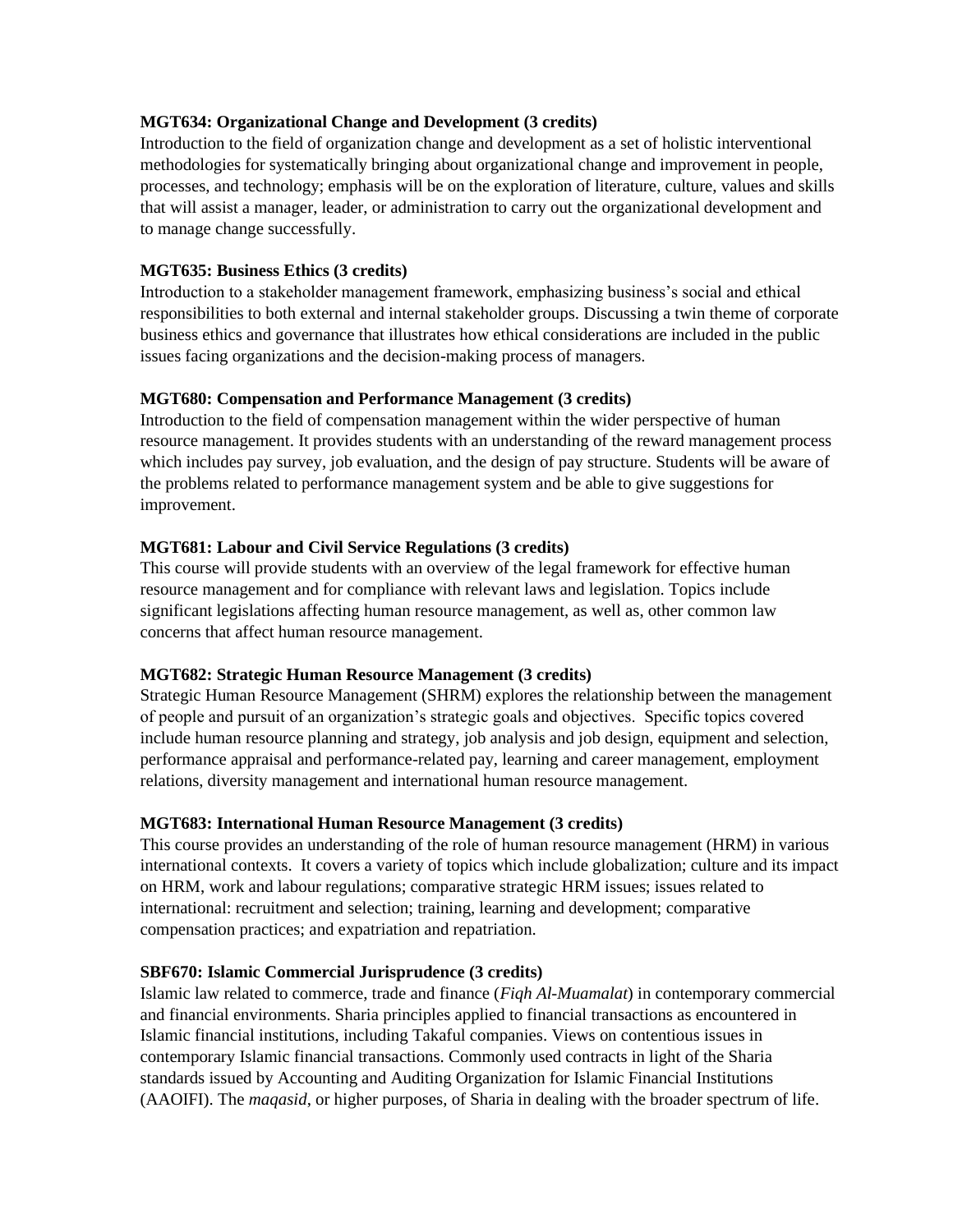**MGT634: Organizational Change and Development (3 credits)**
Introduction to the field of organization change and development as a set of holistic interventional methodologies for systematically bringing about organizational change and improvement in people, processes, and technology; emphasis will be on the exploration of literature, culture, values and skills that will assist a manager, leader, or administration to carry out the organizational development and to manage change successfully.

**MGT635: Business Ethics (3 credits)**
Introduction to a stakeholder management framework, emphasizing business's social and ethical responsibilities to both external and internal stakeholder groups. Discussing a twin theme of corporate business ethics and governance that illustrates how ethical considerations are included in the public issues facing organizations and the decision-making process of managers.

**MGT680: Compensation and Performance Management (3 credits)**
Introduction to the field of compensation management within the wider perspective of human resource management. It provides students with an understanding of the reward management process which includes pay survey, job evaluation, and the design of pay structure. Students will be aware of the problems related to performance management system and be able to give suggestions for improvement.

**MGT681: Labour and Civil Service Regulations (3 credits)**
This course will provide students with an overview of the legal framework for effective human resource management and for compliance with relevant laws and legislation. Topics include significant legislations affecting human resource management, as well as, other common law concerns that affect human resource management.

**MGT682: Strategic Human Resource Management (3 credits)**
Strategic Human Resource Management (SHRM) explores the relationship between the management of people and pursuit of an organization's strategic goals and objectives. Specific topics covered include human resource planning and strategy, job analysis and job design, equipment and selection, performance appraisal and performance-related pay, learning and career management, employment relations, diversity management and international human resource management.

**MGT683: International Human Resource Management (3 credits)**
This course provides an understanding of the role of human resource management (HRM) in various international contexts. It covers a variety of topics which include globalization; culture and its impact on HRM, work and labour regulations; comparative strategic HRM issues; issues related to international: recruitment and selection; training, learning and development; comparative compensation practices; and expatriation and repatriation.

**SBF670: Islamic Commercial Jurisprudence (3 credits)**
Islamic law related to commerce, trade and finance (*Fiqh Al-Muamalat*) in contemporary commercial and financial environments. Sharia principles applied to financial transactions as encountered in Islamic financial institutions, including Takaful companies. Views on contentious issues in contemporary Islamic financial transactions. Commonly used contracts in light of the Sharia standards issued by Accounting and Auditing Organization for Islamic Financial Institutions (AAOIFI). The *maqasid*, or higher purposes, of Sharia in dealing with the broader spectrum of life.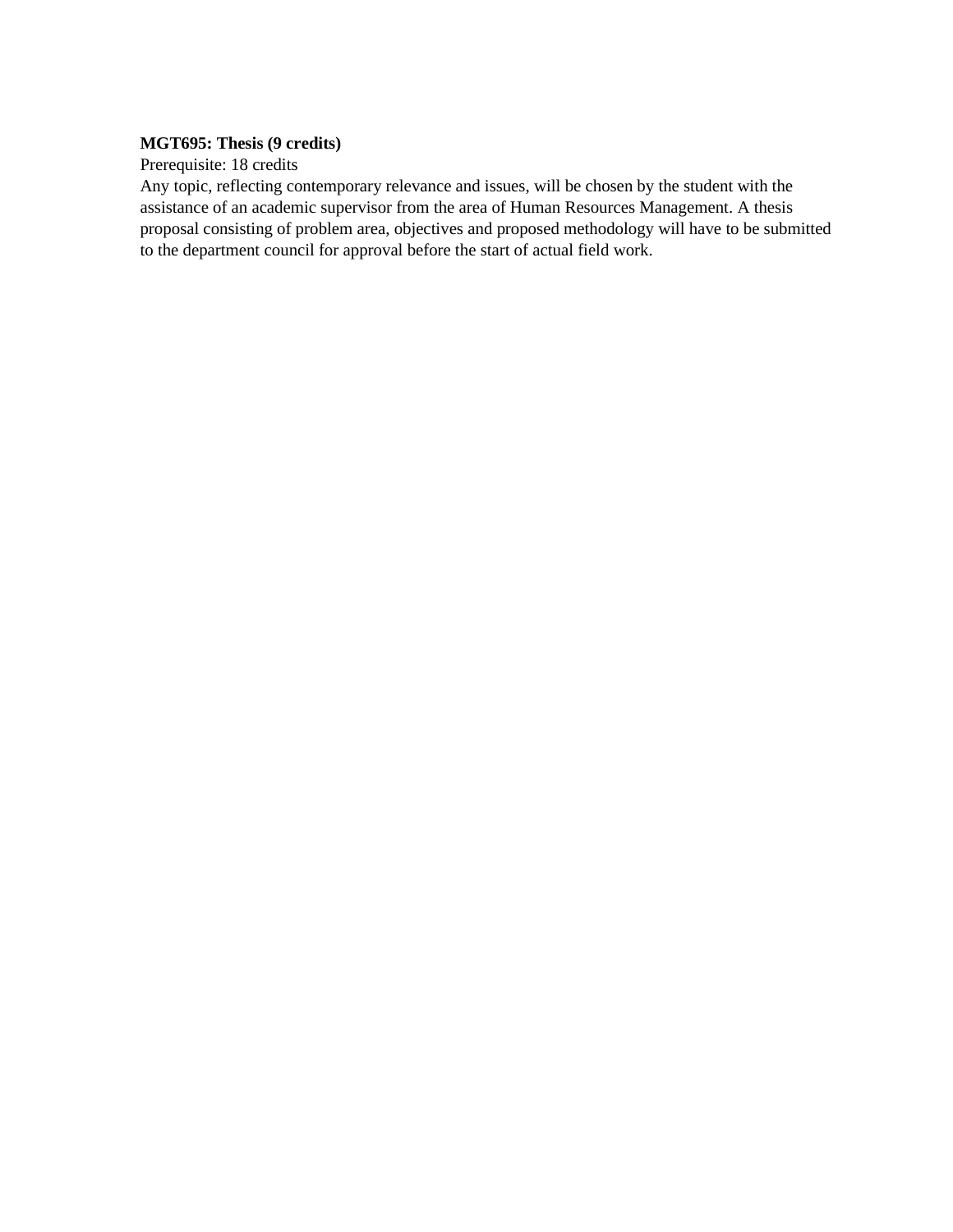**MGT695: Thesis (9 credits)**

Prerequisite: 18 credits

Any topic, reflecting contemporary relevance and issues, will be chosen by the student with the assistance of an academic supervisor from the area of Human Resources Management. A thesis proposal consisting of problem area, objectives and proposed methodology will have to be submitted to the department council for approval before the start of actual field work.